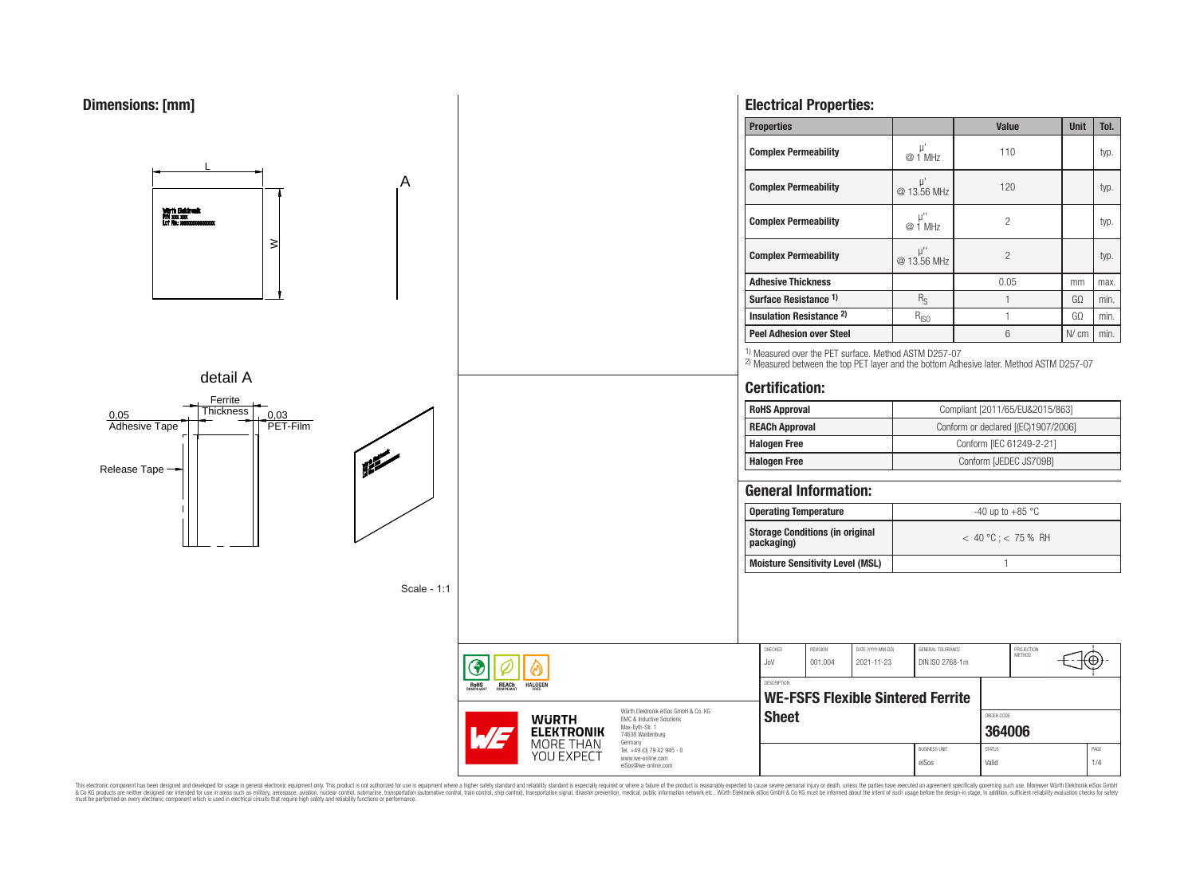## Dimensions: [mm]

detail A

Ferrite Thickness

0,05 Adhesive Tape

0,03 PET-Film

Release Tape

Scale - 1:1

## Electrical Properties:

| Properties | | Value | Unit | Tol. |
|---|---|---|---|---|
| Complex Permeability | μ' @ 1 MHz | 110 | | typ. |
| Complex Permeability | μ' @ 13.56 MHz | 120 | | typ. |
| Complex Permeability | μ'' @ 1 MHz | 2 | | typ. |
| Complex Permeability | μ'' @ 13.56 MHz | 2 | | typ. |
| Adhesive Thickness | | 0.05 | mm | max. |
| Surface Resistance [1] | $R_S$ | 1 | GΩ | min. |
| Insulation Resistance [2] | $R_{ISO}$ | 1 | GΩ | min. |
| Peel Adhesion over Steel | | 6 | N/ cm | min. |

[1] Measured over the PET surface. Method ASTM D257-07

[2] Measured between the top PET layer and the bottom Adhesive later. Method ASTM D257-07

## Certification:

| | |
|---|---|
| RoHS Approval | Compliant [2011/65/EU&2015/863] |
| REACh Approval | Conform or declared [(EC)1907/2006] |
| Halogen Free | Conform [IEC 61249-2-21] |
| Halogen Free | Conform [JEDEC JS709B] |

## General Information:

| | |
|---|---|
| Operating Temperature | -40 up to +85 °C |
| Storage Conditions (in original packaging) | < 40 °C ; < 75 % RH |
| Moisture Sensitivity Level (MSL) | 1 |

| CHECKED | REVISION | DATE (YYYY-MM-DD) | GENERAL TOLERANCE | PROJECTION METHOD |
|---|---|---|---|---|
| JoV | 001.004 | 2021-11-23 | DIN ISO 2768-1m | |

DESCRIPTION: **WE-FSFS Flexible Sintered Ferrite Sheet**

ORDER CODE: **364006**

BUSINESS UNIT: eiSos — STATUS: Valid

Würth Elektronik eiSos GmbH & Co. KG
EMC & Inductive Solutions
Max-Eyth-Str. 1
74638 Waldenburg
Germany
Tel. +49 (0) 79 42 945 - 0
www.we-online.com
eiSos@we-online.com

This electronic component has been designed and developed for usage in general electronic equipment only. This product is not authorized for use in equipment where a higher safety standard and reliability standard is especially required or where a failure of the product is reasonably expected to cause severe personal injury or death, unless the parties have executed an agreement specifically governing such use. Moreover Würth Elektronik eiSos GmbH & Co KG products are neither designed nor intended for use in areas such as military, aerospace, aviation, nuclear control, submarine, transportation (automotive control, train control, ship control), transportation signal, disaster prevention, medical, public information network etc.. Würth Elektronik eiSos GmbH & Co KG must be informed about the intent of such usage before the design-in stage. In addition, sufficient reliability evaluation checks for safety must be performed on every electronic component which is used in electrical circuits that require high safety and reliability functions or performance.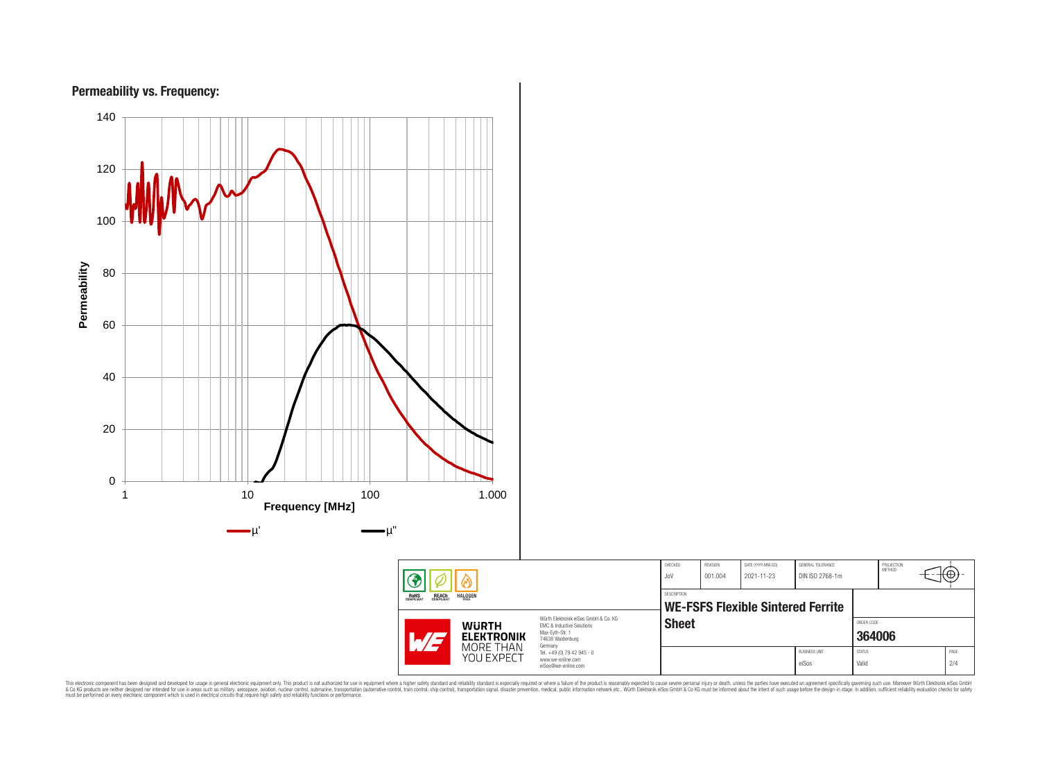## Permeability vs. Frequency:

Permeability

Frequency [MHz]

μ' μ''

| CHECKED | REVISION | DATE (YYYY-MM-DD) | GENERAL TOLERANCE | PROJECTION METHOD |
| --- | --- | --- | --- | --- |
| JoV | 001.004 | 2021-11-23 | DIN ISO 2768-1m | |

DESCRIPTION

**WE-FSFS Flexible Sintered Ferrite Sheet**

ORDER CODE

**364006**

| BUSINESS UNIT | STATUS | PAGE |
| --- | --- | --- |
| eiSos | Valid | 2/4 |

RoHS COMPLIANT REACh COMPLIANT HALOGEN FREE

WÜRTH ELEKTRONIK MORE THAN YOU EXPECT

Würth Elektronik eiSos GmbH & Co. KG
EMC & Inductive Solutions
Max-Eyth-Str. 1
74638 Waldenburg
Germany
Tel. +49 (0) 79 42 945 - 0
www.we-online.com
eiSos@we-online.com

This electronic component has been designed and developed for usage in general electronic equipment only. This product is not authorized for use in equipment where a higher safety standard and reliability standard is especially required or where a failure of the product is reasonably expected to cause severe personal injury or death, unless the parties have executed an agreement specifically governing such use. Moreover Würth Elektronik eiSos GmbH & Co KG products are neither designed nor intended for use in areas such as military, aerospace, aviation, nuclear control, submarine, transportation (automotive control, train control, ship control), transportation signal, disaster prevention, medical, public information network etc.. Würth Elektronik eiSos GmbH & Co KG must be informed about the intent of such usage before the design-in stage. In addition, sufficient reliability evaluation checks for safety must be performed on every electronic component which is used in electrical circuits that require high safety and reliability functions or performance.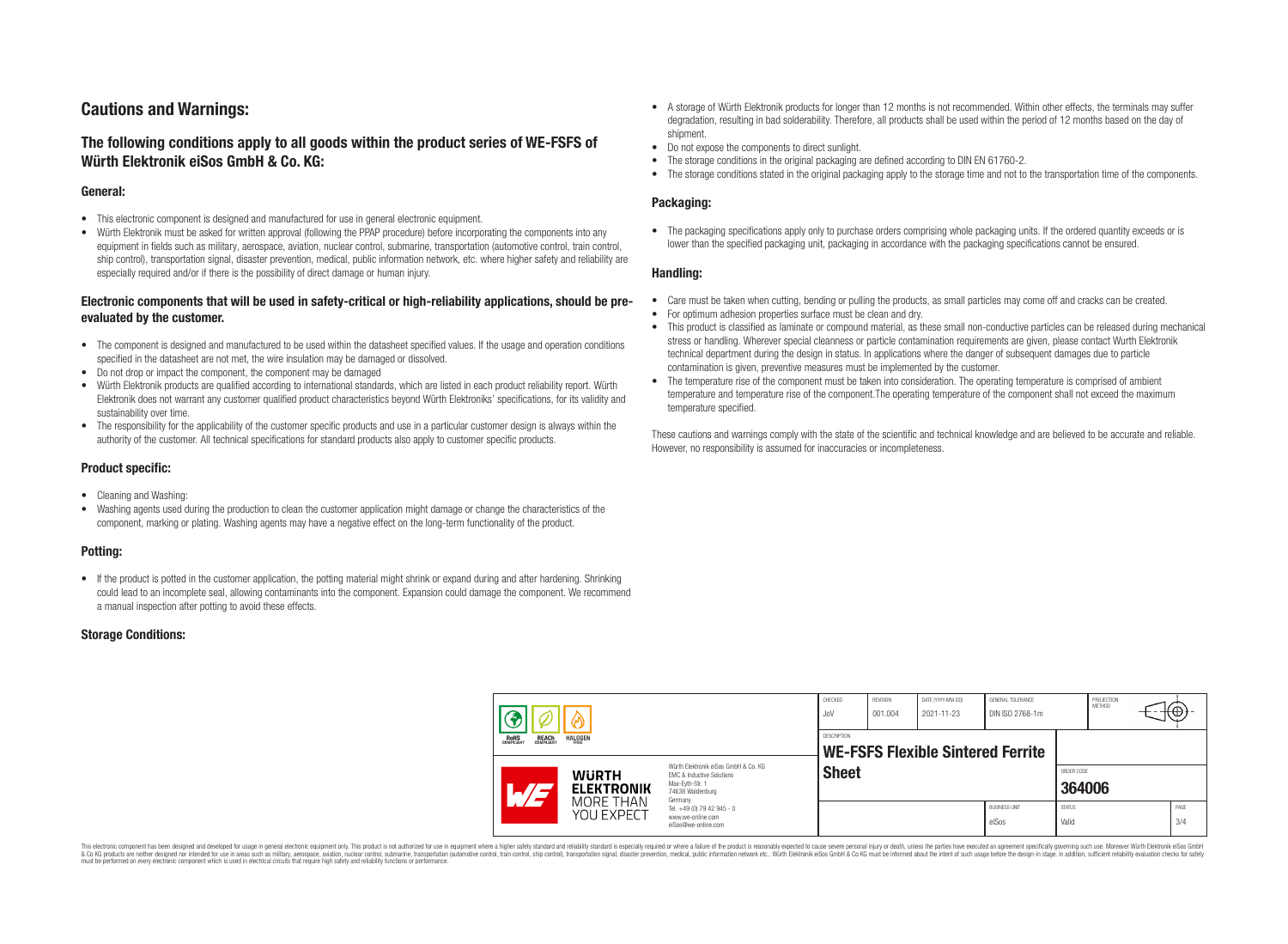## Cautions and Warnings:

### The following conditions apply to all goods within the product series of WE-FSFS of Würth Elektronik eiSos GmbH & Co. KG:

#### General:

- This electronic component is designed and manufactured for use in general electronic equipment.
- Würth Elektronik must be asked for written approval (following the PPAP procedure) before incorporating the components into any equipment in fields such as military, aerospace, aviation, nuclear control, submarine, transportation (automotive control, train control, ship control), transportation signal, disaster prevention, medical, public information network, etc. where higher safety and reliability are especially required and/or if there is the possibility of direct damage or human injury.

#### Electronic components that will be used in safety-critical or high-reliability applications, should be pre-evaluated by the customer.

- The component is designed and manufactured to be used within the datasheet specified values. If the usage and operation conditions specified in the datasheet are not met, the wire insulation may be damaged or dissolved.
- Do not drop or impact the component, the component may be damaged
- Würth Elektronik products are qualified according to international standards, which are listed in each product reliability report. Würth Elektronik does not warrant any customer qualified product characteristics beyond Würth Elektroniks' specifications, for its validity and sustainability over time.
- The responsibility for the applicability of the customer specific products and use in a particular customer design is always within the authority of the customer. All technical specifications for standard products also apply to customer specific products.

#### Product specific:

- Cleaning and Washing:
- Washing agents used during the production to clean the customer application might damage or change the characteristics of the component, marking or plating. Washing agents may have a negative effect on the long-term functionality of the product.

#### Potting:

- If the product is potted in the customer application, the potting material might shrink or expand during and after hardening. Shrinking could lead to an incomplete seal, allowing contaminants into the component. Expansion could damage the component. We recommend a manual inspection after potting to avoid these effects.

#### Storage Conditions:

- A storage of Würth Elektronik products for longer than 12 months is not recommended. Within other effects, the terminals may suffer degradation, resulting in bad solderability. Therefore, all products shall be used within the period of 12 months based on the day of shipment.
- Do not expose the components to direct sunlight.
- The storage conditions in the original packaging are defined according to DIN EN 61760-2.
- The storage conditions stated in the original packaging apply to the storage time and not to the transportation time of the components.

#### Packaging:

- The packaging specifications apply only to purchase orders comprising whole packaging units. If the ordered quantity exceeds or is lower than the specified packaging unit, packaging in accordance with the packaging specifications cannot be ensured.

#### Handling:

- Care must be taken when cutting, bending or pulling the products, as small particles may come off and cracks can be created.
- For optimum adhesion properties surface must be clean and dry.
- This product is classified as laminate or compound material, as these small non-conductive particles can be released during mechanical stress or handling. Wherever special cleanness or particle contamination requirements are given, please contact Wurth Elektronik technical department during the design in status. In applications where the danger of subsequent damages due to particle contamination is given, preventive measures must be implemented by the customer.
- The temperature rise of the component must be taken into consideration. The operating temperature is comprised of ambient temperature and temperature rise of the component.The operating temperature of the component shall not exceed the maximum temperature specified.

These cautions and warnings comply with the state of the scientific and technical knowledge and are believed to be accurate and reliable. However, no responsibility is assumed for inaccuracies or incompleteness.

| CHECKED | REVISION | DATE (YYYY-MM-DD) | GENERAL TOLERANCE | PROJECTION METHOD |
|---|---|---|---|---|
| JoV | 001.004 | 2021-11-23 | DIN ISO 2768-1m | |

| DESCRIPTION | ORDER CODE | BUSINESS UNIT | STATUS | PAGE |
|---|---|---|---|---|
| WE-FSFS Flexible Sintered Ferrite Sheet | 364006 | eiSos | Valid | 3/4 |

Würth Elektronik eiSos GmbH & Co. KG
EMC & Inductive Solutions
Max-Eyth-Str. 1
74638 Waldenburg
Germany
Tel. +49 (0) 79 42 945 - 0
www.we-online.com
eiSos@we-online.com

This electronic component has been designed and developed for usage in general electronic equipment only. This product is not authorized for use in equipment where a higher safety standard and reliability standard is especially required or where a failure of the product is reasonably expected to cause severe personal injury or death, unless the parties have executed an agreement specifically governing such use. Moreover Würth Elektronik eiSos GmbH & Co KG products are neither designed nor intended for use in areas such as military, aerospace, aviation, nuclear control, submarine, transportation (automotive control, train control, ship control), transportation signal, disaster prevention, medical, public information network etc.. Würth Elektronik eiSos GmbH & Co KG must be informed about the intent of such usage before the design-in stage. In addition, sufficient reliability evaluation checks for safety must be performed on every electronic component which is used in electrical circuits that require high safety and reliability functions or performance.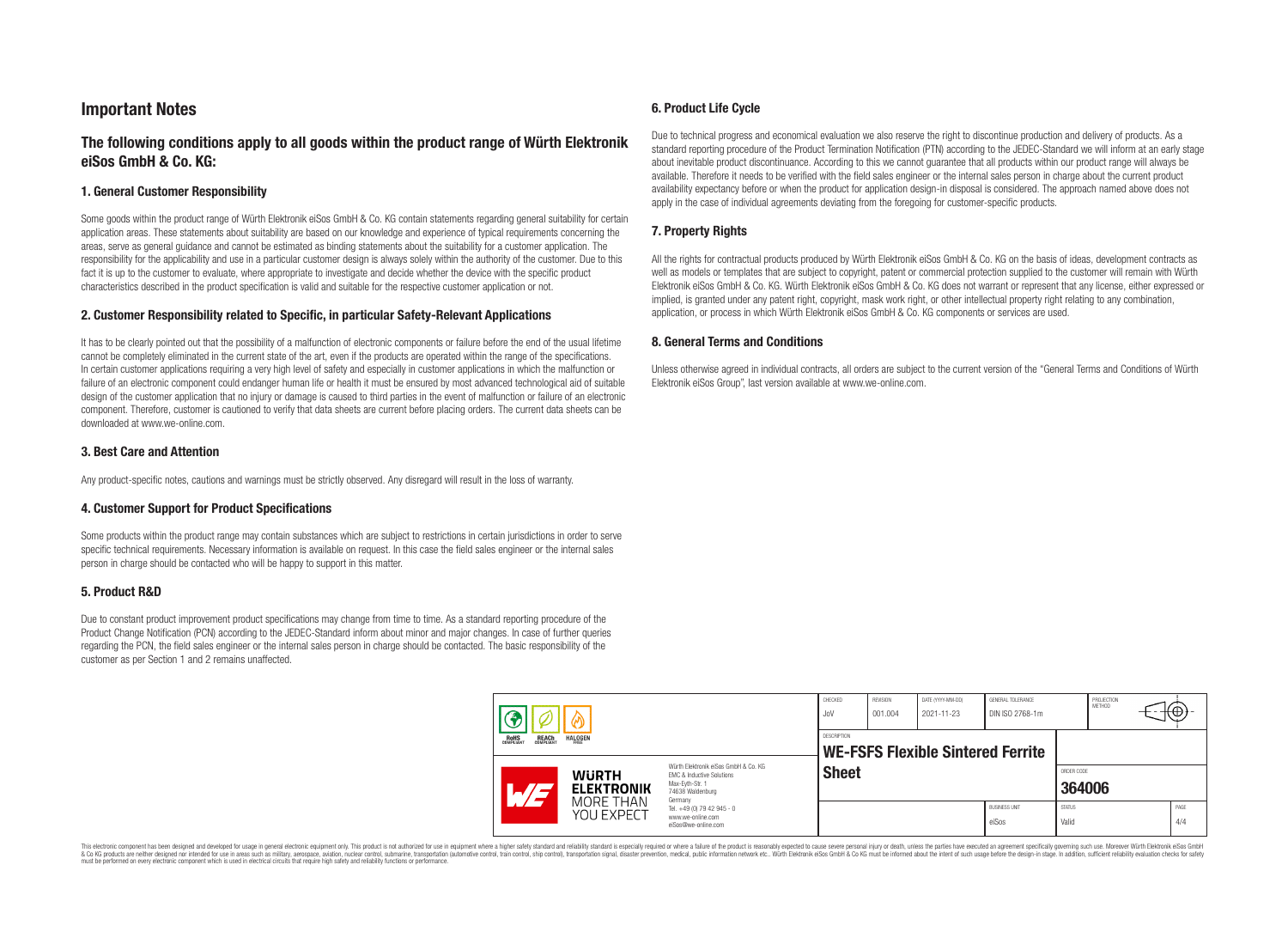# Important Notes

## The following conditions apply to all goods within the product range of Würth Elektronik eiSos GmbH & Co. KG:

### 1. General Customer Responsibility

Some goods within the product range of Würth Elektronik eiSos GmbH & Co. KG contain statements regarding general suitability for certain application areas. These statements about suitability are based on our knowledge and experience of typical requirements concerning the areas, serve as general guidance and cannot be estimated as binding statements about the suitability for a customer application. The responsibility for the applicability and use in a particular customer design is always solely within the authority of the customer. Due to this fact it is up to the customer to evaluate, where appropriate to investigate and decide whether the device with the specific product characteristics described in the product specification is valid and suitable for the respective customer application or not.

### 2. Customer Responsibility related to Specific, in particular Safety-Relevant Applications

It has to be clearly pointed out that the possibility of a malfunction of electronic components or failure before the end of the usual lifetime cannot be completely eliminated in the current state of the art, even if the products are operated within the range of the specifications. In certain customer applications requiring a very high level of safety and especially in customer applications in which the malfunction or failure of an electronic component could endanger human life or health it must be ensured by most advanced technological aid of suitable design of the customer application that no injury or damage is caused to third parties in the event of malfunction or failure of an electronic component. Therefore, customer is cautioned to verify that data sheets are current before placing orders. The current data sheets can be downloaded at www.we-online.com.

### 3. Best Care and Attention

Any product-specific notes, cautions and warnings must be strictly observed. Any disregard will result in the loss of warranty.

### 4. Customer Support for Product Specifications

Some products within the product range may contain substances which are subject to restrictions in certain jurisdictions in order to serve specific technical requirements. Necessary information is available on request. In this case the field sales engineer or the internal sales person in charge should be contacted who will be happy to support in this matter.

### 5. Product R&D

Due to constant product improvement product specifications may change from time to time. As a standard reporting procedure of the Product Change Notification (PCN) according to the JEDEC-Standard inform about minor and major changes. In case of further queries regarding the PCN, the field sales engineer or the internal sales person in charge should be contacted. The basic responsibility of the customer as per Section 1 and 2 remains unaffected.

### 6. Product Life Cycle

Due to technical progress and economical evaluation we also reserve the right to discontinue production and delivery of products. As a standard reporting procedure of the Product Termination Notification (PTN) according to the JEDEC-Standard we will inform at an early stage about inevitable product discontinuance. According to this we cannot guarantee that all products within our product range will always be available. Therefore it needs to be verified with the field sales engineer or the internal sales person in charge about the current product availability expectancy before or when the product for application design-in disposal is considered. The approach named above does not apply in the case of individual agreements deviating from the foregoing for customer-specific products.

### 7. Property Rights

All the rights for contractual products produced by Würth Elektronik eiSos GmbH & Co. KG on the basis of ideas, development contracts as well as models or templates that are subject to copyright, patent or commercial protection supplied to the customer will remain with Würth Elektronik eiSos GmbH & Co. KG. Würth Elektronik eiSos GmbH & Co. KG does not warrant or represent that any license, either expressed or implied, is granted under any patent right, copyright, mask work right, or other intellectual property right relating to any combination, application, or process in which Würth Elektronik eiSos GmbH & Co. KG components or services are used.

### 8. General Terms and Conditions

Unless otherwise agreed in individual contracts, all orders are subject to the current version of the "General Terms and Conditions of Würth Elektronik eiSos Group", last version available at www.we-online.com.

| | | | | | | |
|---|---|---|---|---|---|---|
| CHECKED JoV | REVISION 001.004 | DATE (YYYY-MM-DD) 2021-11-23 | GENERAL TOLERANCE DIN ISO 2768-1m | | PROJECTION METHOD | |
| DESCRIPTION **WE-FSFS Flexible Sintered Ferrite Sheet** | | | | ORDER CODE **364006** | | |
| | | | BUSINESS UNIT eiSos | STATUS Valid | | PAGE 4/4 |

RoHS COMPLIANT · REACh COMPLIANT · HALOGEN FREE

WÜRTH ELEKTRONIK MORE THAN YOU EXPECT

Würth Elektronik eiSos GmbH & Co. KG
EMC & Inductive Solutions
Max-Eyth-Str. 1
74638 Waldenburg
Germany
Tel. +49 (0) 79 42 945 - 0
www.we-online.com
eiSos@we-online.com

This electronic component has been designed and developed for usage in general electronic equipment only. This product is not authorized for use in equipment where a higher safety standard and reliability standard is especially required or where a failure of the product is reasonably expected to cause severe personal injury or death, unless the parties have executed an agreement specifically governing such use. Moreover Würth Elektronik eiSos GmbH & Co KG products are neither designed nor intended for use in areas such as military, aerospace, aviation, nuclear control, submarine, transportation (automotive control, train control, ship control), transportation signal, disaster prevention, medical, public information network etc.. Würth Elektronik eiSos GmbH & Co KG must be informed about the intent of such usage before the design-in stage. In addition, sufficient reliability evaluation checks for safety must be performed on every electronic component which is used in electrical circuits that require high safety and reliability functions or performance.